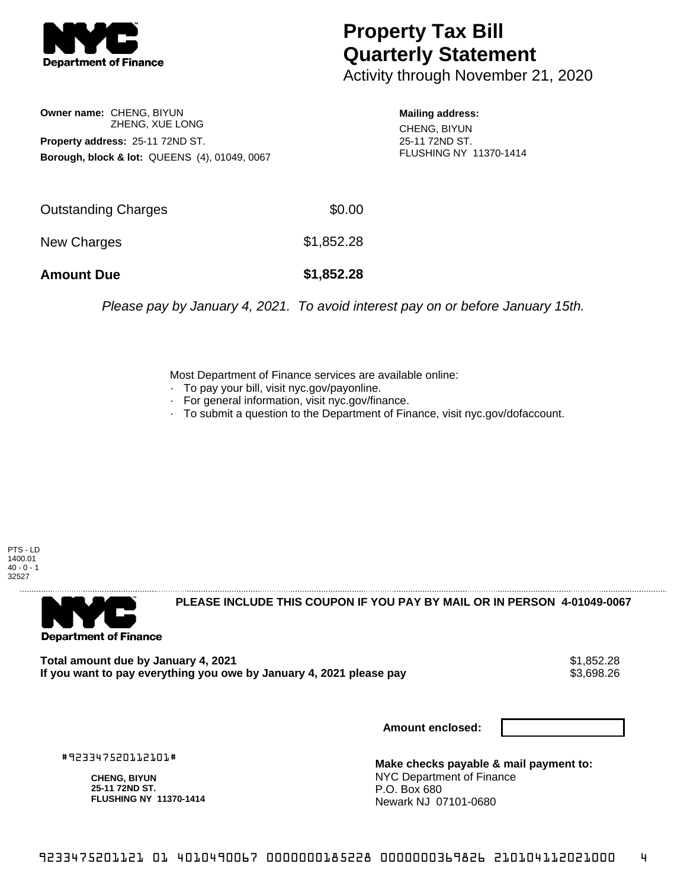NYC Department of Finance

# Property Tax Bill Quarterly Statement

Activity through November 21, 2020

**Owner name:** CHENG, BIYUN
ZHENG, XUE LONG

**Property address:** 25-11 72ND ST.

**Borough, block & lot:** QUEENS (4), 01049, 0067

**Mailing address:**
CHENG, BIYUN
25-11 72ND ST.
FLUSHING NY 11370-1414

| | |
|---|---|
| Outstanding Charges | $0.00 |
| New Charges | $1,852.28 |
| **Amount Due** | **$1,852.28** |

*Please pay by January 4, 2021. To avoid interest pay on or before January 15th.*

Most Department of Finance services are available online:

- To pay your bill, visit nyc.gov/payonline.
- For general information, visit nyc.gov/finance.
- To submit a question to the Department of Finance, visit nyc.gov/dofaccount.

PTS - LD
1400.01
40 - 0 - 1
32527

---

NYC Department of Finance

**PLEASE INCLUDE THIS COUPON IF YOU PAY BY MAIL OR IN PERSON 4-01049-0067**

| | |
|---|---|
| **Total amount due by January 4, 2021** | $1,852.28 |
| **If you want to pay everything you owe by January 4, 2021 please pay** | $3,698.26 |

**Amount enclosed:**

#923347520112101#

**CHENG, BIYUN**
**25-11 72ND ST.**
**FLUSHING NY 11370-1414**

**Make checks payable & mail payment to:**
NYC Department of Finance
P.O. Box 680
Newark NJ 07101-0680

9233475201121 01 4010490067 0000000185228 0000000369826 210104112021000 4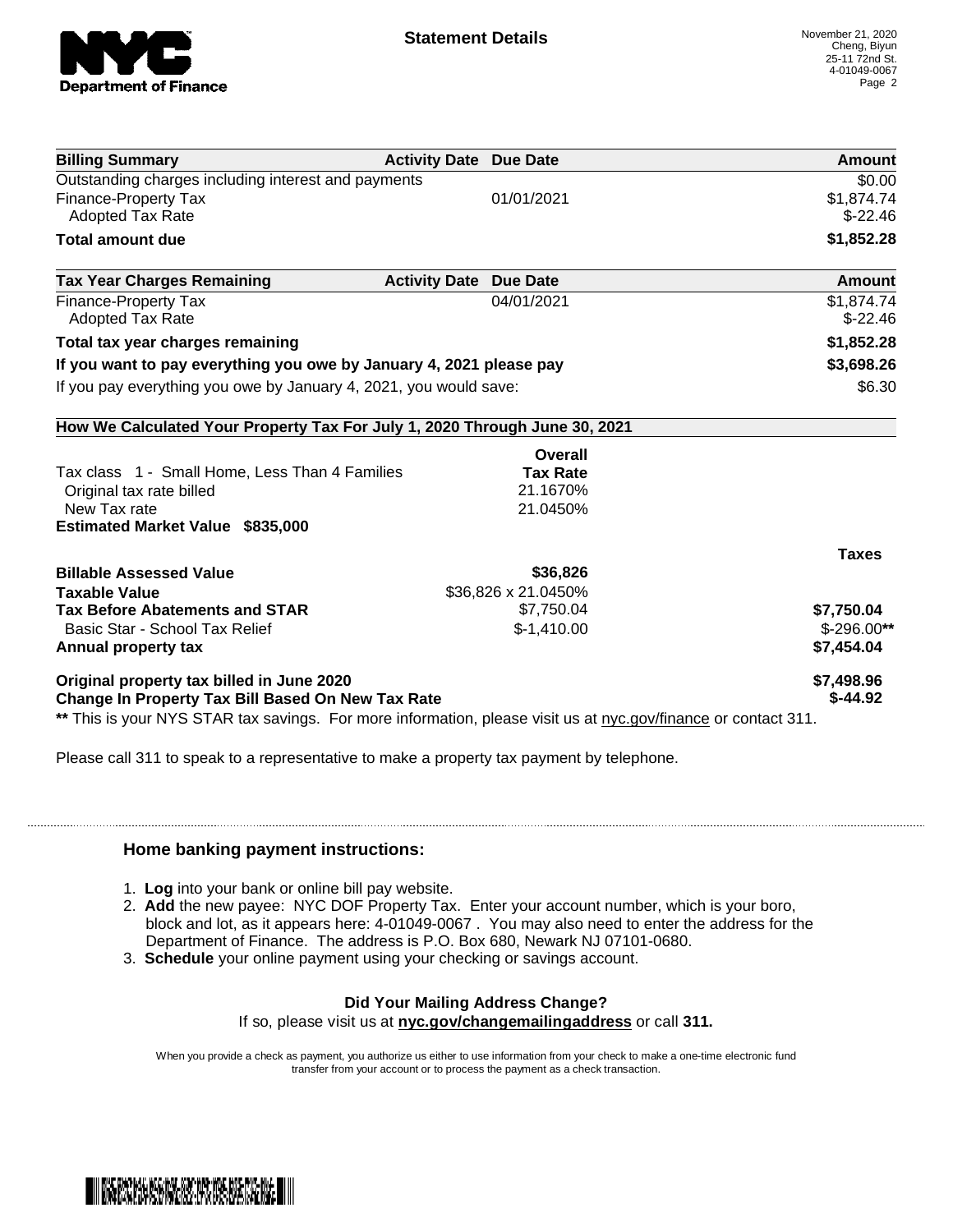# Statement Details

November 21, 2020
Cheng, Biyun
25-11 72nd St.
4-01049-0067

| Billing Summary | Activity Date | Due Date | Amount |
|---|---|---|---|
| Outstanding charges including interest and payments | | | $0.00 |
| Finance-Property Tax | | 01/01/2021 | $1,874.74 |
| Adopted Tax Rate | | | $-22.46 |
| **Total amount due** | | | **$1,852.28** |

| Tax Year Charges Remaining | Activity Date | Due Date | Amount |
|---|---|---|---|
| Finance-Property Tax | | 04/01/2021 | $1,874.74 |
| Adopted Tax Rate | | | $-22.46 |
| **Total tax year charges remaining** | | | **$1,852.28** |
| **If you want to pay everything you owe by January 4, 2021 please pay** | | | **$3,698.26** |
| If you pay everything you owe by January 4, 2021, you would save: | | | $6.30 |

**How We Calculated Your Property Tax For July 1, 2020 Through June 30, 2021**

| | Overall Tax Rate | Taxes |
|---|---|---|
| Tax class 1 - Small Home, Less Than 4 Families | | |
| Original tax rate billed | 21.1670% | |
| New Tax rate | 21.0450% | |
| **Estimated Market Value $835,000** | | |
| **Billable Assessed Value** | **$36,826** | |
| **Taxable Value** | $36,826 x 21.0450% | |
| **Tax Before Abatements and STAR** | $7,750.04 | **$7,750.04** |
| Basic Star - School Tax Relief | $-1,410.00 | $-296.00** |
| **Annual property tax** | | **$7,454.04** |
| **Original property tax billed in June 2020** | | **$7,498.96** |
| **Change In Property Tax Bill Based On New Tax Rate** | | **$-44.92** |

** This is your NYS STAR tax savings. For more information, please visit us at nyc.gov/finance or contact 311.

Please call 311 to speak to a representative to make a property tax payment by telephone.

### Home banking payment instructions:

1. **Log** into your bank or online bill pay website.
2. **Add** the new payee: NYC DOF Property Tax. Enter your account number, which is your boro, block and lot, as it appears here: 4-01049-0067 . You may also need to enter the address for the Department of Finance. The address is P.O. Box 680, Newark NJ 07101-0680.
3. **Schedule** your online payment using your checking or savings account.

**Did Your Mailing Address Change?**
If so, please visit us at **nyc.gov/changemailingaddress** or call **311.**

When you provide a check as payment, you authorize us either to use information from your check to make a one-time electronic fund transfer from your account or to process the payment as a check transaction.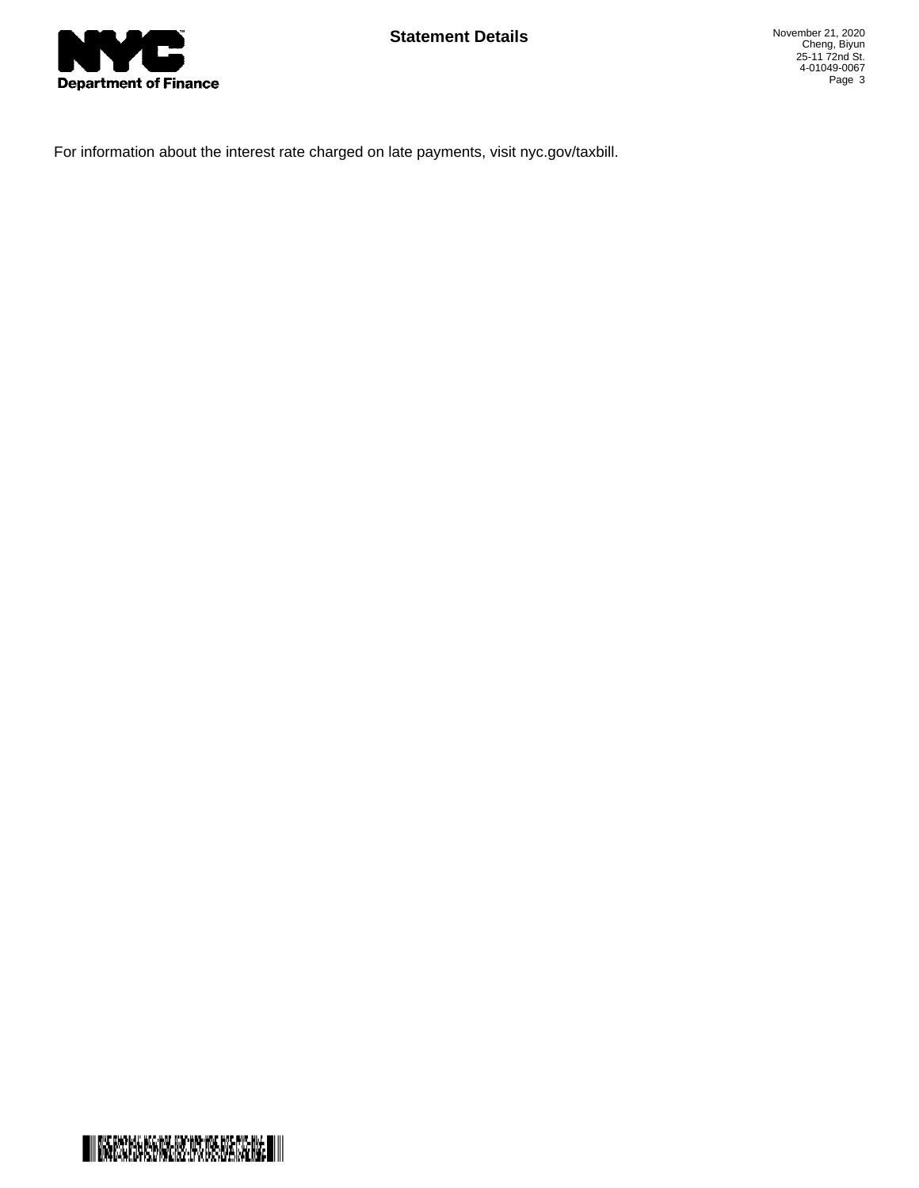For information about the interest rate charged on late payments, visit nyc.gov/taxbill.